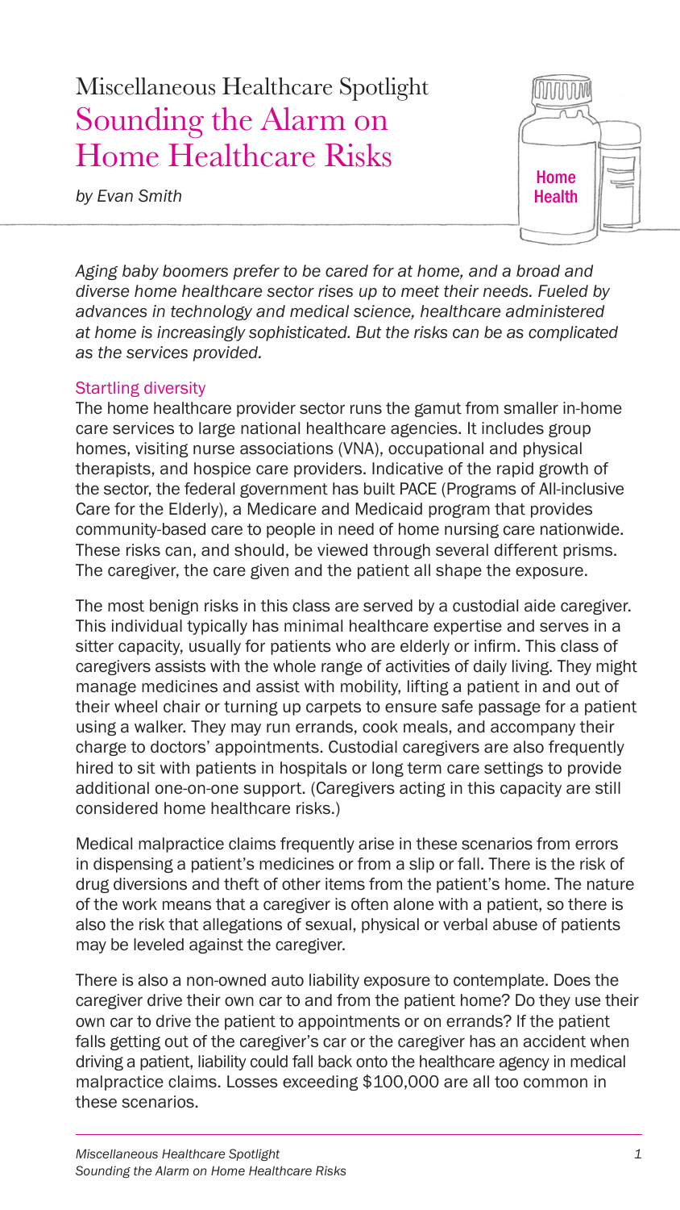Miscellaneous Healthcare Spotlight

# Sounding the Alarm on Home Healthcare Risks

*by Evan Smith*

*Aging baby boomers prefer to be cared for at home, and a broad and diverse home healthcare sector rises up to meet their needs. Fueled by advances in technology and medical science, healthcare administered at home is increasingly sophisticated. But the risks can be as complicated as the services provided.*

## Startling diversity

The home healthcare provider sector runs the gamut from smaller in-home care services to large national healthcare agencies. It includes group homes, visiting nurse associations (VNA), occupational and physical therapists, and hospice care providers. Indicative of the rapid growth of the sector, the federal government has built PACE (Programs of All-inclusive Care for the Elderly), a Medicare and Medicaid program that provides community-based care to people in need of home nursing care nationwide. These risks can, and should, be viewed through several different prisms. The caregiver, the care given and the patient all shape the exposure.

The most benign risks in this class are served by a custodial aide caregiver. This individual typically has minimal healthcare expertise and serves in a sitter capacity, usually for patients who are elderly or infirm. This class of caregivers assists with the whole range of activities of daily living. They might manage medicines and assist with mobility, lifting a patient in and out of their wheel chair or turning up carpets to ensure safe passage for a patient using a walker. They may run errands, cook meals, and accompany their charge to doctors' appointments. Custodial caregivers are also frequently hired to sit with patients in hospitals or long term care settings to provide additional one-on-one support. (Caregivers acting in this capacity are still considered home healthcare risks.)

Medical malpractice claims frequently arise in these scenarios from errors in dispensing a patient's medicines or from a slip or fall. There is the risk of drug diversions and theft of other items from the patient's home. The nature of the work means that a caregiver is often alone with a patient, so there is also the risk that allegations of sexual, physical or verbal abuse of patients may be leveled against the caregiver.

There is also a non-owned auto liability exposure to contemplate. Does the caregiver drive their own car to and from the patient home? Do they use their own car to drive the patient to appointments or on errands? If the patient falls getting out of the caregiver's car or the caregiver has an accident when driving a patient, liability could fall back onto the healthcare agency in medical malpractice claims. Losses exceeding $100,000 are all too common in these scenarios.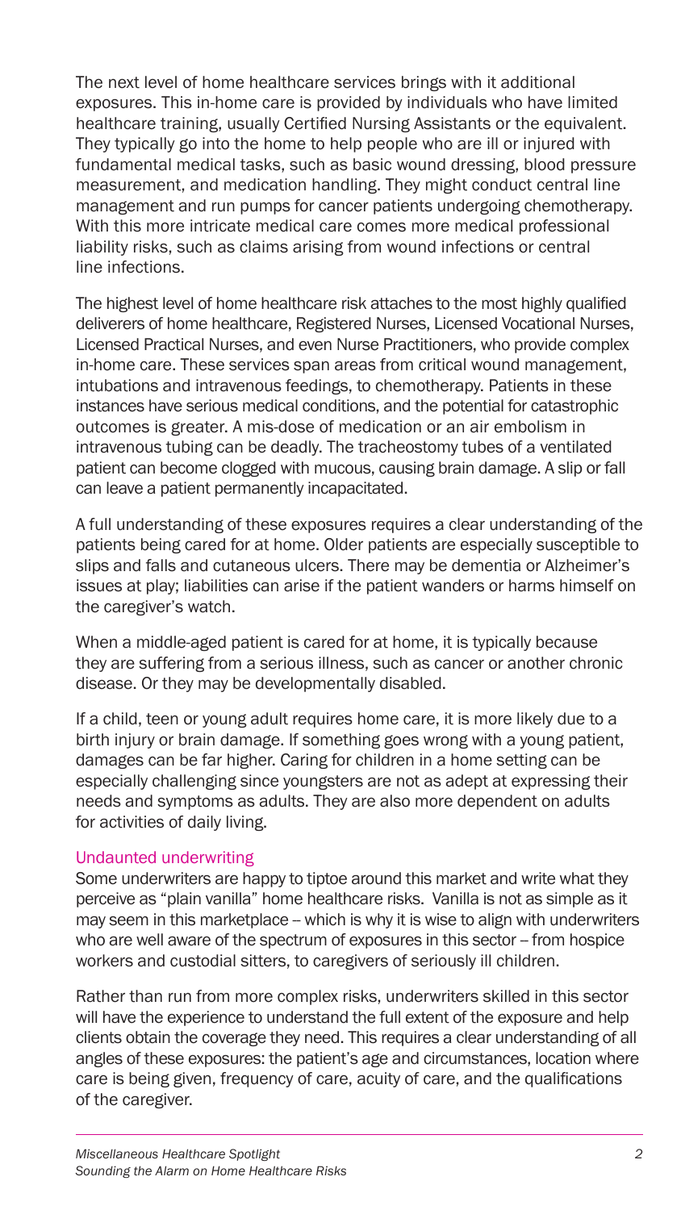The next level of home healthcare services brings with it additional exposures. This in-home care is provided by individuals who have limited healthcare training, usually Certified Nursing Assistants or the equivalent. They typically go into the home to help people who are ill or injured with fundamental medical tasks, such as basic wound dressing, blood pressure measurement, and medication handling. They might conduct central line management and run pumps for cancer patients undergoing chemotherapy. With this more intricate medical care comes more medical professional liability risks, such as claims arising from wound infections or central line infections.

The highest level of home healthcare risk attaches to the most highly qualified deliverers of home healthcare, Registered Nurses, Licensed Vocational Nurses, Licensed Practical Nurses, and even Nurse Practitioners, who provide complex in-home care. These services span areas from critical wound management, intubations and intravenous feedings, to chemotherapy. Patients in these instances have serious medical conditions, and the potential for catastrophic outcomes is greater. A mis-dose of medication or an air embolism in intravenous tubing can be deadly. The tracheostomy tubes of a ventilated patient can become clogged with mucous, causing brain damage. A slip or fall can leave a patient permanently incapacitated.

A full understanding of these exposures requires a clear understanding of the patients being cared for at home. Older patients are especially susceptible to slips and falls and cutaneous ulcers. There may be dementia or Alzheimer's issues at play; liabilities can arise if the patient wanders or harms himself on the caregiver's watch.

When a middle-aged patient is cared for at home, it is typically because they are suffering from a serious illness, such as cancer or another chronic disease. Or they may be developmentally disabled.

If a child, teen or young adult requires home care, it is more likely due to a birth injury or brain damage. If something goes wrong with a young patient, damages can be far higher. Caring for children in a home setting can be especially challenging since youngsters are not as adept at expressing their needs and symptoms as adults. They are also more dependent on adults for activities of daily living.

## Undaunted underwriting

Some underwriters are happy to tiptoe around this market and write what they perceive as "plain vanilla" home healthcare risks. Vanilla is not as simple as it may seem in this marketplace – which is why it is wise to align with underwriters who are well aware of the spectrum of exposures in this sector – from hospice workers and custodial sitters, to caregivers of seriously ill children.

Rather than run from more complex risks, underwriters skilled in this sector will have the experience to understand the full extent of the exposure and help clients obtain the coverage they need. This requires a clear understanding of all angles of these exposures: the patient's age and circumstances, location where care is being given, frequency of care, acuity of care, and the qualifications of the caregiver.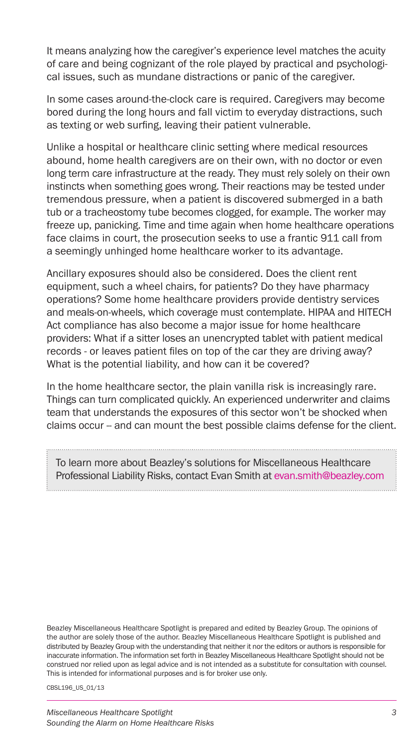It means analyzing how the caregiver's experience level matches the acuity of care and being cognizant of the role played by practical and psychological issues, such as mundane distractions or panic of the caregiver.

In some cases around-the-clock care is required. Caregivers may become bored during the long hours and fall victim to everyday distractions, such as texting or web surfing, leaving their patient vulnerable.

Unlike a hospital or healthcare clinic setting where medical resources abound, home health caregivers are on their own, with no doctor or even long term care infrastructure at the ready. They must rely solely on their own instincts when something goes wrong. Their reactions may be tested under tremendous pressure, when a patient is discovered submerged in a bath tub or a tracheostomy tube becomes clogged, for example. The worker may freeze up, panicking. Time and time again when home healthcare operations face claims in court, the prosecution seeks to use a frantic 911 call from a seemingly unhinged home healthcare worker to its advantage.

Ancillary exposures should also be considered. Does the client rent equipment, such a wheel chairs, for patients? Do they have pharmacy operations? Some home healthcare providers provide dentistry services and meals-on-wheels, which coverage must contemplate. HIPAA and HITECH Act compliance has also become a major issue for home healthcare providers: What if a sitter loses an unencrypted tablet with patient medical records - or leaves patient files on top of the car they are driving away? What is the potential liability, and how can it be covered?

In the home healthcare sector, the plain vanilla risk is increasingly rare. Things can turn complicated quickly. An experienced underwriter and claims team that understands the exposures of this sector won't be shocked when claims occur -- and can mount the best possible claims defense for the client.

To learn more about Beazley's solutions for Miscellaneous Healthcare Professional Liability Risks, contact Evan Smith at evan.smith@beazley.com

Beazley Miscellaneous Healthcare Spotlight is prepared and edited by Beazley Group. The opinions of the author are solely those of the author. Beazley Miscellaneous Healthcare Spotlight is published and distributed by Beazley Group with the understanding that neither it nor the editors or authors is responsible for inaccurate information. The information set forth in Beazley Miscellaneous Healthcare Spotlight should not be construed nor relied upon as legal advice and is not intended as a substitute for consultation with counsel. This is intended for informational purposes and is for broker use only.

CBSL196_US_01/13